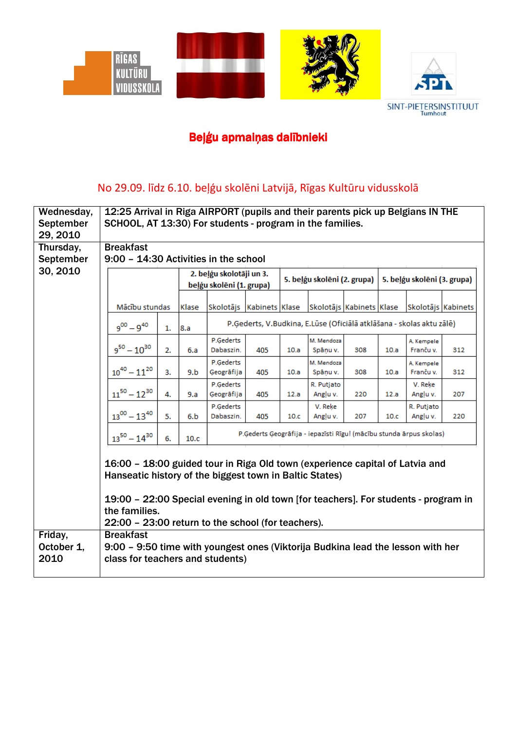RĪGAS KULTŪRU VIDUSSKOLA

SINT-PIETERSINSTITUUT Turnhout

# Beļģu apmaiņas dalībnieki

## No 29.09. līdz 6.10. beļģu skolēni Latvijā, Rīgas Kultūru vidusskolā

| | |
|---|---|
| Wednesday, September 29, 2010 | 12:25 Arrival in Riga AIRPORT (pupils and their parents pick up Belgians IN THE SCHOOL, AT 13:30) For students - program in the families. |
| Thursday, September 30, 2010 | Breakfast<br>9:00 – 14:30 Activities in the school |

| Mācību stundas | | 2. beļģu skolotāji un 3. beļģu skolēni (1. grupa) | | | 5. beļģu skolēni (2. grupa) | | | 5. beļģu skolēni (3. grupa) | | |
|---|---|---|---|---|---|---|---|---|---|---|
| | | Klase | Skolotājs | Kabinets | Klase | Skolotājs | Kabinets | Klase | Skolotājs | Kabinets |
| $9^{00} – 9^{40}$ | 1. | 8.a | P.Ģederts, V.Budkina, E.Lūse (Oficiālā atklāšana - skolas aktu zālē) | | | | | | | |
| $9^{50} – 10^{30}$ | 2. | 6.a | P.Ģederts Dabaszin. | 405 | 10.a | M. Mendoza Spāņu v. | 308 | 10.a | A. Kempele Franču v. | 312 |
| $10^{40} – 11^{20}$ | 3. | 9.b | P.Ģederts Ģeogrāfija | 405 | 10.a | M. Mendoza Spāņu v. | 308 | 10.a | A. Kempele Franču v. | 312 |
| $11^{50} – 12^{30}$ | 4. | 9.a | P.Ģederts Ģeogrāfija | 405 | 12.a | R. Putjato Angļu v. | 220 | 12.a | V. Reķe Angļu v. | 207 |
| $13^{00} – 13^{40}$ | 5. | 6.b | P.Ģederts Dabaszin. | 405 | 10.c | V. Reķe Angļu v. | 207 | 10.c | R. Putjato Angļu v. | 220 |
| $13^{50} – 14^{30}$ | 6. | 10.c | P.Ģederts Ģeogrāfija - iepazīsti Rīgu! (mācību stunda ārpus skolas) | | | | | | | |

16:00 – 18:00 guided tour in Riga Old town (experience capital of Latvia and Hanseatic history of the biggest town in Baltic States)

19:00 – 22:00 Special evening in old town [for teachers]. For students - program in the families.
22:00 – 23:00 return to the school (for teachers).

| | |
|---|---|
| Friday, October 1, 2010 | Breakfast<br>9:00 – 9:50 time with youngest ones (Viktorija Budkina lead the lesson with her class for teachers and students) |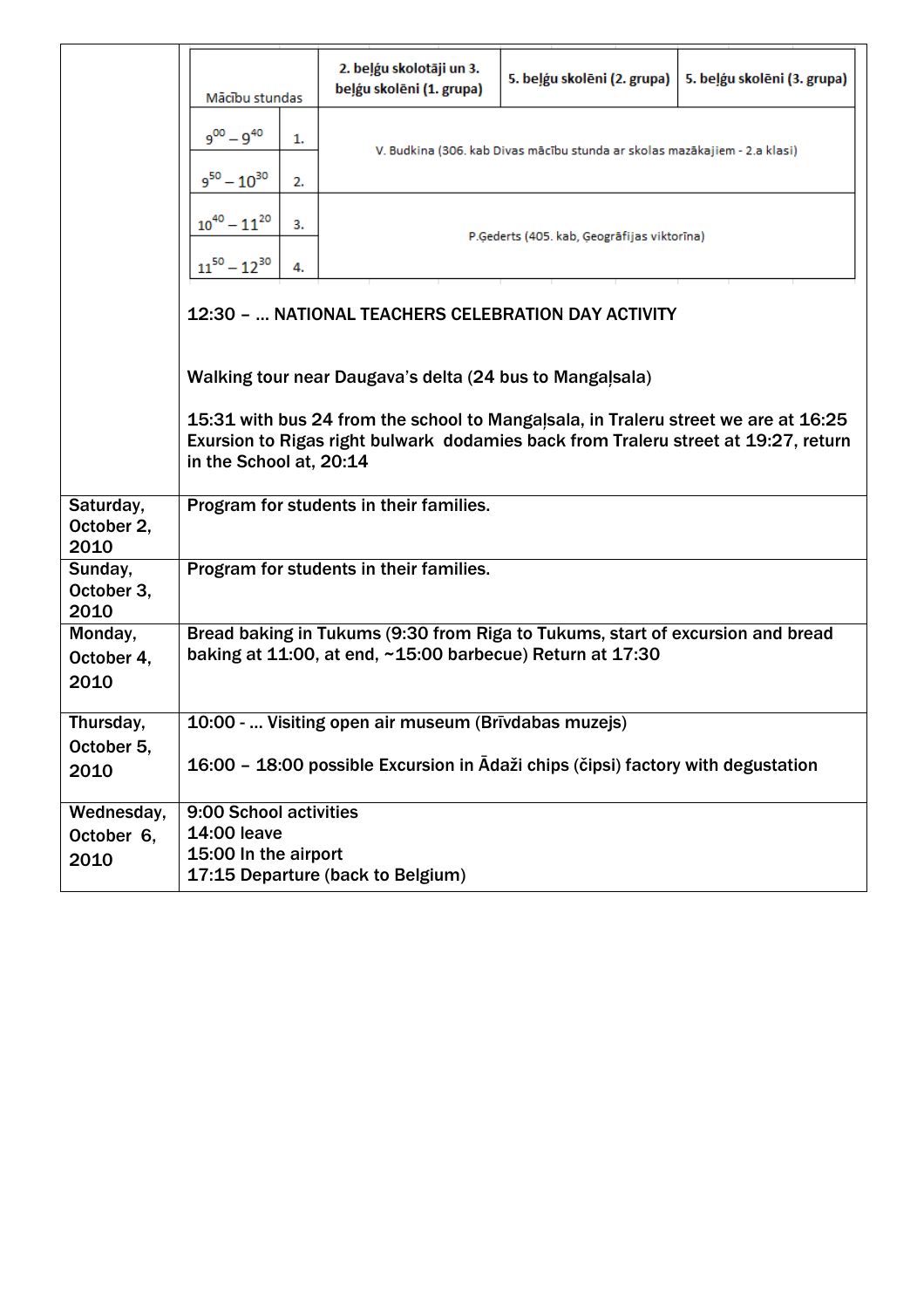| | |
|---|---|
| | (see inner schedule below) 12:30 – ... NATIONAL TEACHERS CELEBRATION DAY ACTIVITY<br><br>Walking tour near Daugava's delta (24 bus to Mangaļsala)<br><br>15:31 with bus 24 from the school to Mangaļsala, in Traleru street we are at 16:25 Exursion to Rigas right bulwark dodamies back from Traleru street at 19:27, return in the School at, 20:14 |
| Saturday, October 2, 2010 | Program for students in their families. |
| Sunday, October 3, 2010 | Program for students in their families. |
| Monday, October 4, 2010 | Bread baking in Tukums (9:30 from Riga to Tukums, start of excursion and bread baking at 11:00, at end, ~15:00 barbecue) Return at 17:30 |
| Thursday, October 5, 2010 | 10:00 - ... Visiting open air museum (Brīvdabas muzejs)<br><br>16:00 – 18:00 possible Excursion in Ādaži chips (čipsi) factory with degustation |
| Wednesday, October 6, 2010 | 9:00 School activities<br>14:00 leave<br>15:00 In the airport<br>17:15 Departure (back to Belgium) |

Inner schedule (first row):

| Mācību stundas | | 2. beļģu skolotāji un 3. beļģu skolēni (1. grupa) | 5. beļģu skolēni (2. grupa) | 5. beļģu skolēni (3. grupa) |
|---|---|---|---|---|
| $9^{00} – 9^{40}$ | 1. | V. Budkina (306. kab Divas mācību stunda ar skolas mazākajiem - 2.a klasi) | | |
| $9^{50} – 10^{30}$ | 2. | | | |
| $10^{40} – 11^{20}$ | 3. | P.Ģederts (405. kab, Ģeogrāfijas viktorīna) | | |
| $11^{50} – 12^{30}$ | 4. | | | |